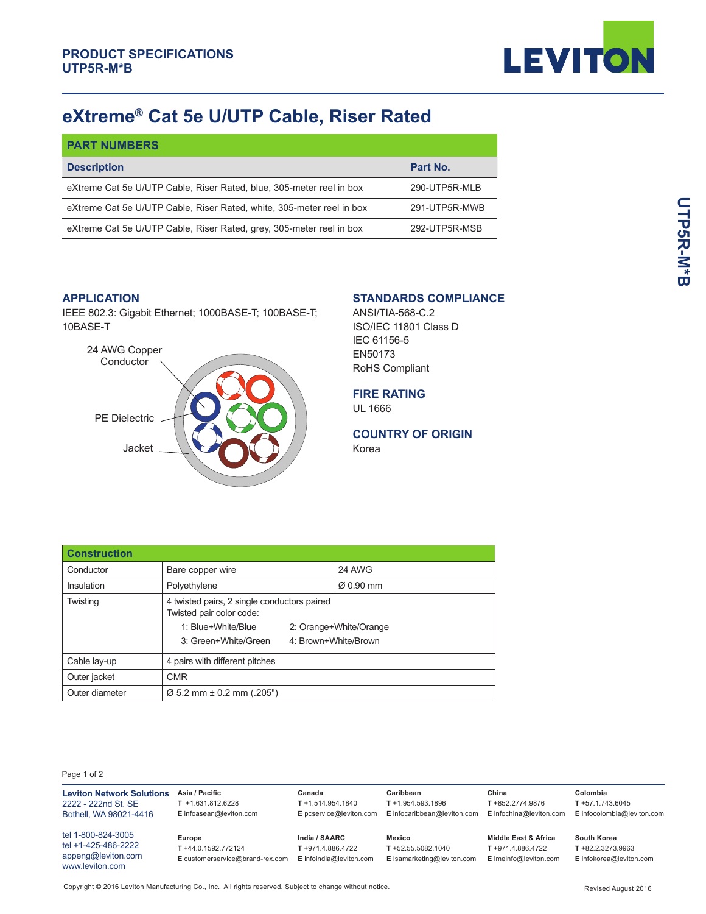**PRODUCT SPECIFICATIONS**
**UTP5R-M*B**

# eXtreme® Cat 5e U/UTP Cable, Riser Rated

## PART NUMBERS

| Description | Part No. |
|---|---|
| eXtreme Cat 5e U/UTP Cable, Riser Rated, blue, 305-meter reel in box | 290-UTP5R-MLB |
| eXtreme Cat 5e U/UTP Cable, Riser Rated, white, 305-meter reel in box | 291-UTP5R-MWB |
| eXtreme Cat 5e U/UTP Cable, Riser Rated, grey, 305-meter reel in box | 292-UTP5R-MSB |

## APPLICATION

IEEE 802.3: Gigabit Ethernet; 1000BASE-T; 100BASE-T; 10BASE-T

24 AWG Copper Conductor

PE Dielectric

Jacket

## STANDARDS COMPLIANCE

ANSI/TIA-568-C.2
ISO/IEC 11801 Class D
IEC 61156-5
EN50173
RoHS Compliant

## FIRE RATING

UL 1666

## COUNTRY OF ORIGIN

Korea

## Construction

| | | |
|---|---|---|
| Conductor | Bare copper wire | 24 AWG |
| Insulation | Polyethylene | Ø 0.90 mm |
| Twisting | 4 twisted pairs, 2 single conductors paired<br>Twisted pair color code:<br>1: Blue+White/Blue 2: Orange+White/Orange<br>3: Green+White/Green 4: Brown+White/Brown | |
| Cable lay-up | 4 pairs with different pitches | |
| Outer jacket | CMR | |
| Outer diameter | Ø 5.2 mm ± 0.2 mm (.205") | |

**Leviton Network Solutions**
2222 - 222nd St. SE
Bothell, WA 98021-4416

tel 1-800-824-3005
tel +1-425-486-2222
appeng@leviton.com
www.leviton.com

**Asia / Pacific**
T +1.631.812.6228
E infoasean@leviton.com

**Canada**
T +1.514.954.1840
E pcservice@leviton.com

**Caribbean**
T +1.954.593.1896
E infocaribbean@leviton.com

**China**
T +852.2774.9876
E infochina@leviton.com

**Colombia**
T +57.1.743.6045
E infocolombia@leviton.com

**Europe**
T +44.0.1592.772124
E customerservice@brand-rex.com

**India / SAARC**
T +971.4.886.4722
E infoindia@leviton.com

**Mexico**
T +52.55.5082.1040
E lsamarketing@leviton.com

**Middle East & Africa**
T +971.4.886.4722
E lmeinfo@leviton.com

**South Korea**
T +82.2.3273.9963
E infokorea@leviton.com

Copyright © 2016 Leviton Manufacturing Co., Inc. All rights reserved. Subject to change without notice.

Revised August 2016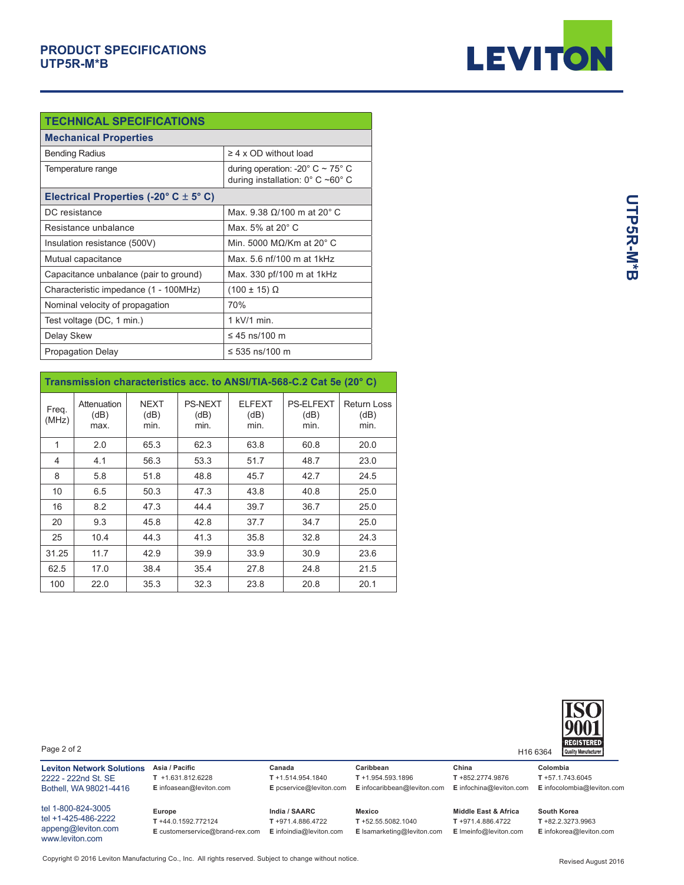# PRODUCT SPECIFICATIONS
## UTP5R-M*B

| TECHNICAL SPECIFICATIONS | |
|---|---|
| **Mechanical Properties** | |
| Bending Radius | ≥ 4 x OD without load |
| Temperature range | during operation: -20° C ~ 75° C<br>during installation: 0° C ~60° C |
| **Electrical Properties (-20° C ± 5° C)** | |
| DC resistance | Max. 9.38 Ω/100 m at 20° C |
| Resistance unbalance | Max. 5% at 20° C |
| Insulation resistance (500V) | Min. 5000 MΩ/Km at 20° C |
| Mutual capacitance | Max. 5.6 nf/100 m at 1kHz |
| Capacitance unbalance (pair to ground) | Max. 330 pf/100 m at 1kHz |
| Characteristic impedance (1 - 100MHz) | (100 ± 15) Ω |
| Nominal velocity of propagation | 70% |
| Test voltage (DC, 1 min.) | 1 kV/1 min. |
| Delay Skew | ≤ 45 ns/100 m |
| Propagation Delay | ≤ 535 ns/100 m |

**Transmission characteristics acc. to ANSI/TIA-568-C.2 Cat 5e (20° C)**

| Freq. (MHz) | Attenuation (dB) max. | NEXT (dB) min. | PS-NEXT (dB) min. | ELFEXT (dB) min. | PS-ELFEXT (dB) min. | Return Loss (dB) min. |
|---|---|---|---|---|---|---|
| 1 | 2.0 | 65.3 | 62.3 | 63.8 | 60.8 | 20.0 |
| 4 | 4.1 | 56.3 | 53.3 | 51.7 | 48.7 | 23.0 |
| 8 | 5.8 | 51.8 | 48.8 | 45.7 | 42.7 | 24.5 |
| 10 | 6.5 | 50.3 | 47.3 | 43.8 | 40.8 | 25.0 |
| 16 | 8.2 | 47.3 | 44.4 | 39.7 | 36.7 | 25.0 |
| 20 | 9.3 | 45.8 | 42.8 | 37.7 | 34.7 | 25.0 |
| 25 | 10.4 | 44.3 | 41.3 | 35.8 | 32.8 | 24.3 |
| 31.25 | 11.7 | 42.9 | 39.9 | 33.9 | 30.9 | 23.6 |
| 62.5 | 17.0 | 38.4 | 35.4 | 27.8 | 24.8 | 21.5 |
| 100 | 22.0 | 35.3 | 32.3 | 23.8 | 20.8 | 20.1 |

H16 6364

**Leviton Network Solutions**
2222 - 222nd St. SE
Bothell, WA 98021-4416

tel 1-800-824-3005
tel +1-425-486-2222
appeng@leviton.com
www.leviton.com

**Asia / Pacific**
T +1.631.812.6228
E infoasean@leviton.com

**Canada**
T +1.514.954.1840
E pcservice@leviton.com

**Caribbean**
T +1.954.593.1896
E infocaribbean@leviton.com

**China**
T +852.2774.9876
E infochina@leviton.com

**Colombia**
T +57.1.743.6045
E infocolombia@leviton.com

**Europe**
T +44.0.1592.772124
E customerservice@brand-rex.com

**India / SAARC**
T +971.4.886.4722
E infoindia@leviton.com

**Mexico**
T +52.55.5082.1040
E lsamarketing@leviton.com

**Middle East & Africa**
T +971.4.886.4722
E lmeinfo@leviton.com

**South Korea**
T +82.2.3273.9963
E infokorea@leviton.com

Copyright © 2016 Leviton Manufacturing Co., Inc. All rights reserved. Subject to change without notice.

Revised August 2016